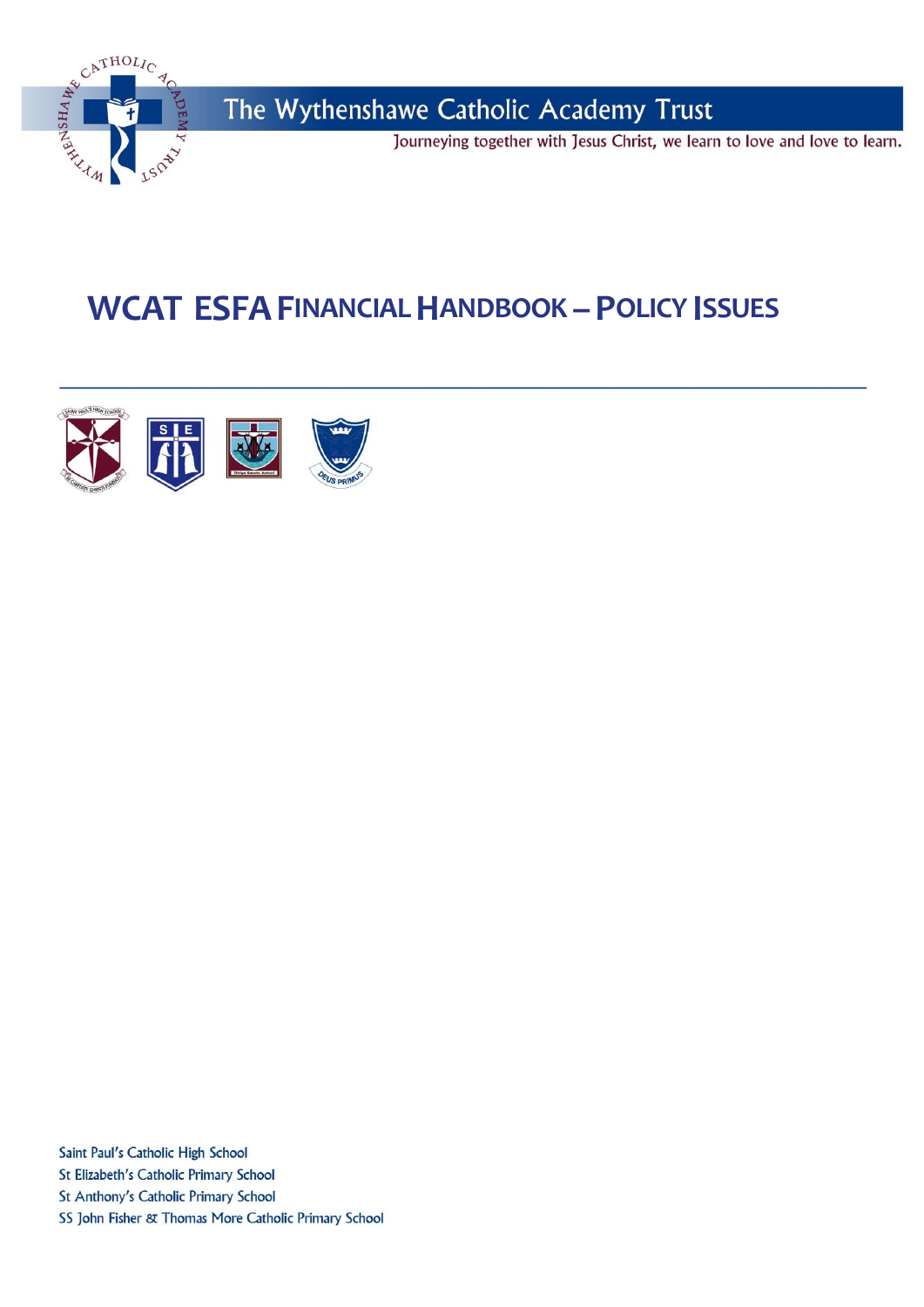The Wythenshawe Catholic Academy Trust

Journeying together with Jesus Christ, we learn to love and love to learn.

# WCAT ESFA FINANCIAL HANDBOOK – POLICY ISSUES

Saint Paul's Catholic High School
St Elizabeth's Catholic Primary School
St Anthony's Catholic Primary School
SS John Fisher & Thomas More Catholic Primary School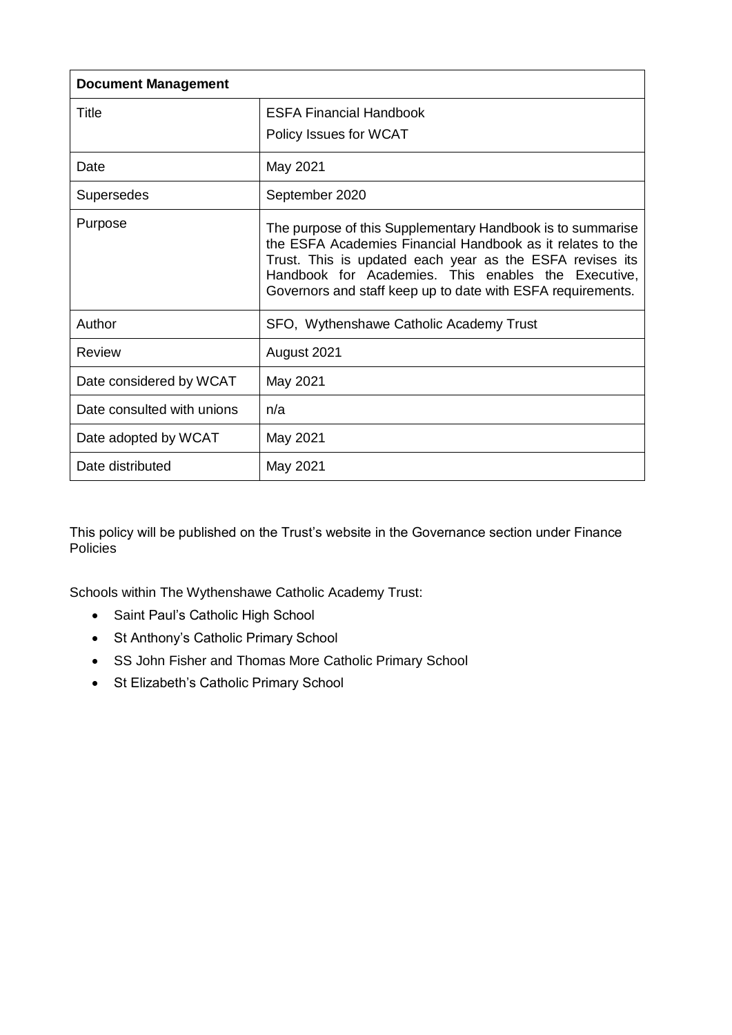| **Document Management** | |
|---|---|
| Title | ESFA Financial Handbook<br>Policy Issues for WCAT |
| Date | May 2021 |
| Supersedes | September 2020 |
| Purpose | The purpose of this Supplementary Handbook is to summarise the ESFA Academies Financial Handbook as it relates to the Trust. This is updated each year as the ESFA revises its Handbook for Academies. This enables the Executive, Governors and staff keep up to date with ESFA requirements. |
| Author | SFO, Wythenshawe Catholic Academy Trust |
| Review | August 2021 |
| Date considered by WCAT | May 2021 |
| Date consulted with unions | n/a |
| Date adopted by WCAT | May 2021 |
| Date distributed | May 2021 |

This policy will be published on the Trust's website in the Governance section under Finance Policies

Schools within The Wythenshawe Catholic Academy Trust:

- Saint Paul's Catholic High School
- St Anthony's Catholic Primary School
- SS John Fisher and Thomas More Catholic Primary School
- St Elizabeth's Catholic Primary School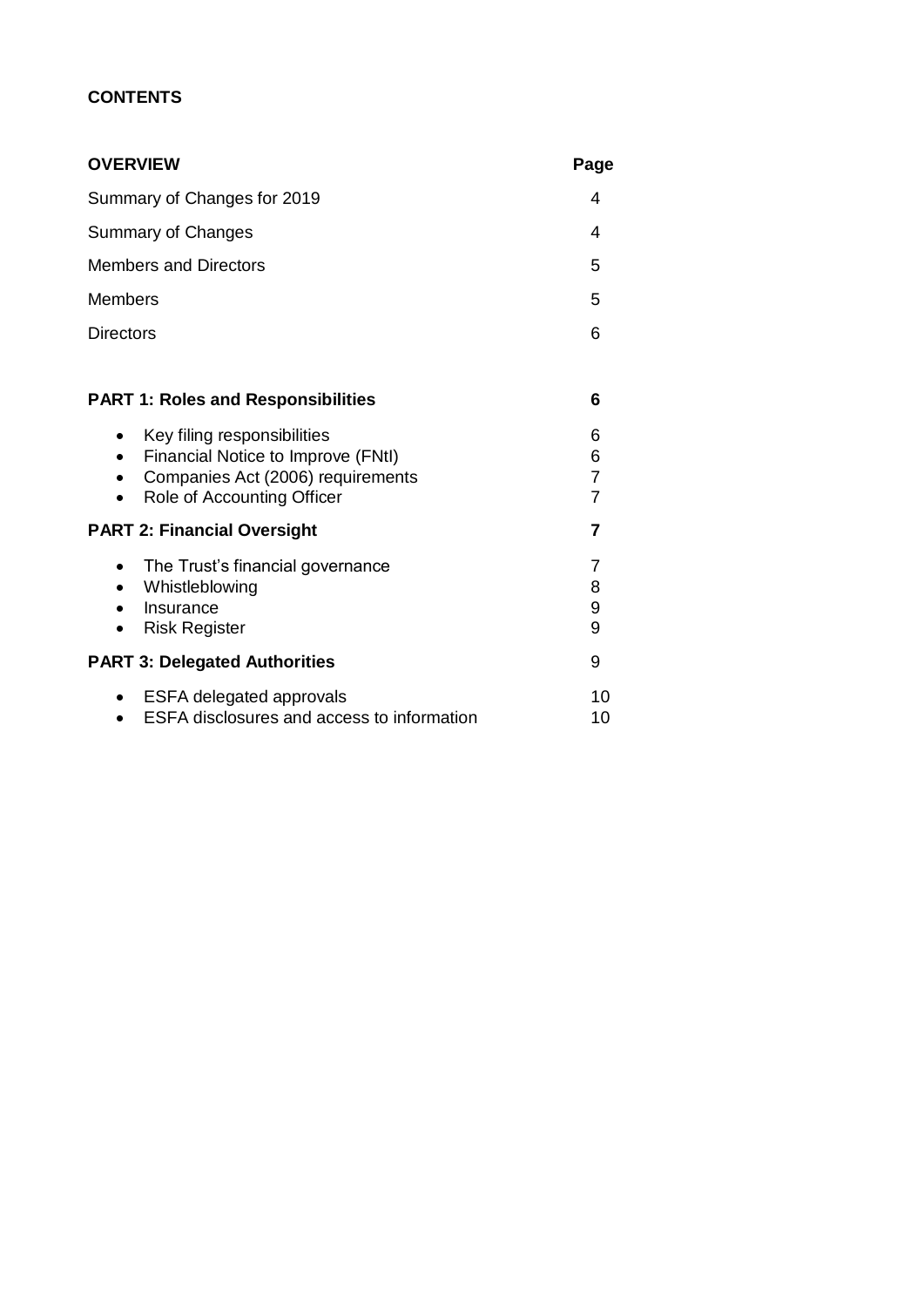**CONTENTS**

| **OVERVIEW** | **Page** |
| --- | --- |
| Summary of Changes for 2019 | 4 |
| Summary of Changes | 4 |
| Members and Directors | 5 |
| Members | 5 |
| Directors | 6 |
| | |
| **PART 1: Roles and Responsibilities** | **6** |
| • Key filing responsibilities | 6 |
| • Financial Notice to Improve (FNtI) | 6 |
| • Companies Act (2006) requirements | 7 |
| • Role of Accounting Officer | 7 |
| **PART 2: Financial Oversight** | **7** |
| • The Trust's financial governance | 7 |
| • Whistleblowing | 8 |
| • Insurance | 9 |
| • Risk Register | 9 |
| **PART 3: Delegated Authorities** | 9 |
| • ESFA delegated approvals | 10 |
| • ESFA disclosures and access to information | 10 |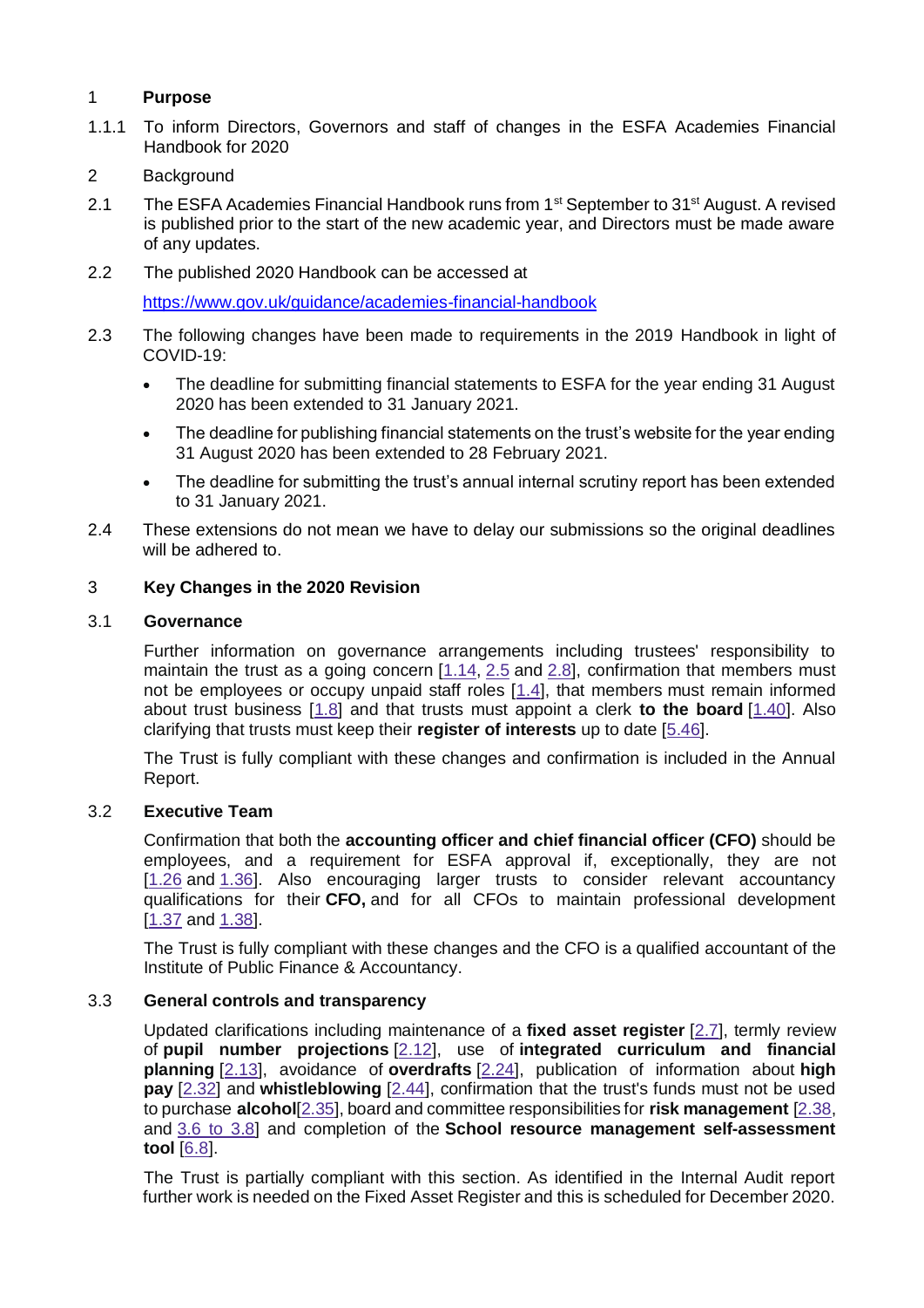## 1 Purpose

1.1.1 To inform Directors, Governors and staff of changes in the ESFA Academies Financial Handbook for 2020

## 2 Background

2.1 The ESFA Academies Financial Handbook runs from 1st September to 31st August. A revised is published prior to the start of the new academic year, and Directors must be made aware of any updates.

2.2 The published 2020 Handbook can be accessed at

https://www.gov.uk/guidance/academies-financial-handbook

2.3 The following changes have been made to requirements in the 2019 Handbook in light of COVID-19:

- The deadline for submitting financial statements to ESFA for the year ending 31 August 2020 has been extended to 31 January 2021.
- The deadline for publishing financial statements on the trust's website for the year ending 31 August 2020 has been extended to 28 February 2021.
- The deadline for submitting the trust's annual internal scrutiny report has been extended to 31 January 2021.

2.4 These extensions do not mean we have to delay our submissions so the original deadlines will be adhered to.

## 3 Key Changes in the 2020 Revision

### 3.1 Governance

Further information on governance arrangements including trustees' responsibility to maintain the trust as a going concern [1.14, 2.5 and 2.8], confirmation that members must not be employees or occupy unpaid staff roles [1.4], that members must remain informed about trust business [1.8] and that trusts must appoint a clerk **to the board** [1.40]. Also clarifying that trusts must keep their **register of interests** up to date [5.46].

The Trust is fully compliant with these changes and confirmation is included in the Annual Report.

### 3.2 Executive Team

Confirmation that both the **accounting officer and chief financial officer (CFO)** should be employees, and a requirement for ESFA approval if, exceptionally, they are not [1.26 and 1.36]. Also encouraging larger trusts to consider relevant accountancy qualifications for their **CFO,** and for all CFOs to maintain professional development [1.37 and 1.38].

The Trust is fully compliant with these changes and the CFO is a qualified accountant of the Institute of Public Finance & Accountancy.

### 3.3 General controls and transparency

Updated clarifications including maintenance of a **fixed asset register** [2.7], termly review of **pupil number projections** [2.12], use of **integrated curriculum and financial planning** [2.13], avoidance of **overdrafts** [2.24], publication of information about **high pay** [2.32] and **whistleblowing** [2.44], confirmation that the trust's funds must not be used to purchase **alcohol**[2.35], board and committee responsibilities for **risk management** [2.38, and 3.6 to 3.8] and completion of the **School resource management self-assessment tool** [6.8].

The Trust is partially compliant with this section. As identified in the Internal Audit report further work is needed on the Fixed Asset Register and this is scheduled for December 2020.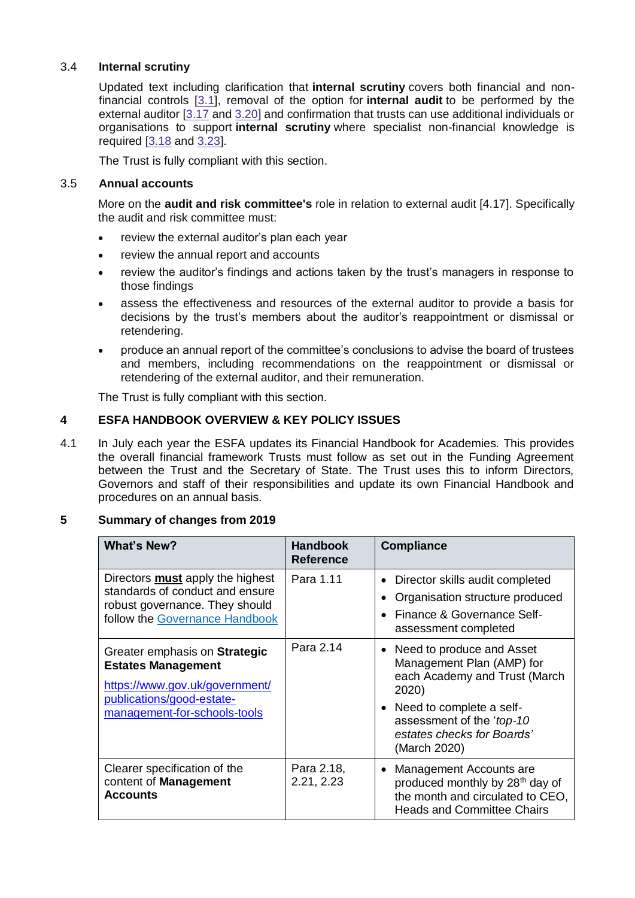### 3.4 Internal scrutiny

Updated text including clarification that **internal scrutiny** covers both financial and non-financial controls [3.1], removal of the option for **internal audit** to be performed by the external auditor [3.17 and 3.20] and confirmation that trusts can use additional individuals or organisations to support **internal scrutiny** where specialist non-financial knowledge is required [3.18 and 3.23].

The Trust is fully compliant with this section.

### 3.5 Annual accounts

More on the **audit and risk committee's** role in relation to external audit [4.17]. Specifically the audit and risk committee must:

- review the external auditor's plan each year
- review the annual report and accounts
- review the auditor's findings and actions taken by the trust's managers in response to those findings
- assess the effectiveness and resources of the external auditor to provide a basis for decisions by the trust's members about the auditor's reappointment or dismissal or retendering.
- produce an annual report of the committee's conclusions to advise the board of trustees and members, including recommendations on the reappointment or dismissal or retendering of the external auditor, and their remuneration.

The Trust is fully compliant with this section.

## 4 ESFA HANDBOOK OVERVIEW & KEY POLICY ISSUES

4.1 In July each year the ESFA updates its Financial Handbook for Academies. This provides the overall financial framework Trusts must follow as set out in the Funding Agreement between the Trust and the Secretary of State. The Trust uses this to inform Directors, Governors and staff of their responsibilities and update its own Financial Handbook and procedures on an annual basis.

## 5 Summary of changes from 2019

| What's New? | Handbook Reference | Compliance |
|---|---|---|
| Directors **must** apply the highest standards of conduct and ensure robust governance. They should follow the Governance Handbook | Para 1.11 | • Director skills audit completed<br>• Organisation structure produced<br>• Finance & Governance Self-assessment completed |
| Greater emphasis on **Strategic Estates Management**<br>https://www.gov.uk/government/publications/good-estate-management-for-schools-tools | Para 2.14 | • Need to produce and Asset Management Plan (AMP) for each Academy and Trust (March 2020)<br>• Need to complete a self-assessment of the '*top-10 estates checks for Boards*' (March 2020) |
| Clearer specification of the content of **Management Accounts** | Para 2.18, 2.21, 2.23 | • Management Accounts are produced monthly by 28th day of the month and circulated to CEO, Heads and Committee Chairs |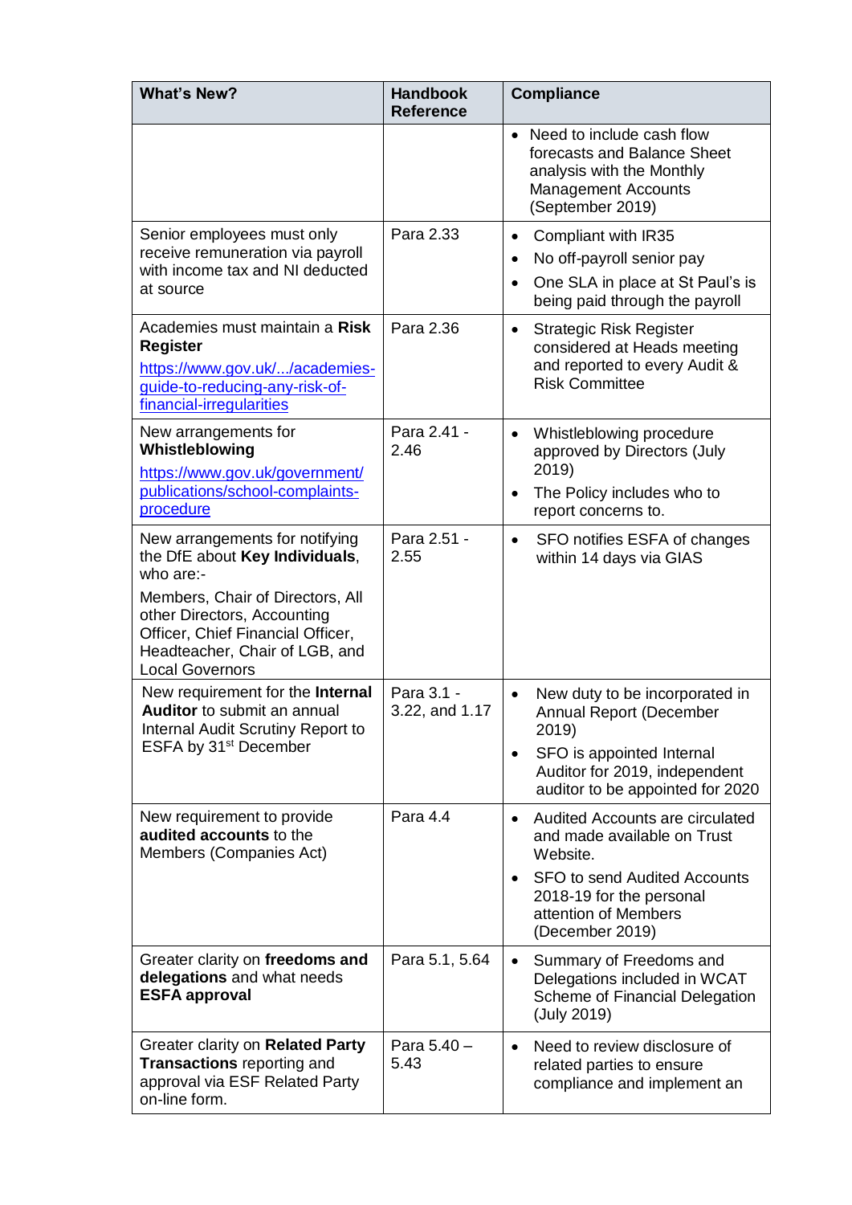| What's New? | Handbook Reference | Compliance |
|---|---|---|
| | | • Need to include cash flow forecasts and Balance Sheet analysis with the Monthly Management Accounts (September 2019) |
| Senior employees must only receive remuneration via payroll with income tax and NI deducted at source | Para 2.33 | • Compliant with IR35<br>• No off-payroll senior pay<br>• One SLA in place at St Paul's is being paid through the payroll |
| Academies must maintain a **Risk Register** https://www.gov.uk/.../academies-guide-to-reducing-any-risk-of-financial-irregularities | Para 2.36 | • Strategic Risk Register considered at Heads meeting and reported to every Audit & Risk Committee |
| New arrangements for **Whistleblowing** https://www.gov.uk/government/publications/school-complaints-procedure | Para 2.41 - 2.46 | • Whistleblowing procedure approved by Directors (July 2019)<br>• The Policy includes who to report concerns to. |
| New arrangements for notifying the DfE about **Key Individuals**, who are:-<br><br>Members, Chair of Directors, All other Directors, Accounting Officer, Chief Financial Officer, Headteacher, Chair of LGB, and Local Governors | Para 2.51 - 2.55 | • SFO notifies ESFA of changes within 14 days via GIAS |
| New requirement for the **Internal Auditor** to submit an annual Internal Audit Scrutiny Report to ESFA by 31st December | Para 3.1 - 3.22, and 1.17 | • New duty to be incorporated in Annual Report (December 2019)<br>• SFO is appointed Internal Auditor for 2019, independent auditor to be appointed for 2020 |
| New requirement to provide **audited accounts** to the Members (Companies Act) | Para 4.4 | • Audited Accounts are circulated and made available on Trust Website.<br>• SFO to send Audited Accounts 2018-19 for the personal attention of Members (December 2019) |
| Greater clarity on **freedoms and delegations** and what needs **ESFA approval** | Para 5.1, 5.64 | • Summary of Freedoms and Delegations included in WCAT Scheme of Financial Delegation (July 2019) |
| Greater clarity on **Related Party Transactions** reporting and approval via ESF Related Party on-line form. | Para 5.40 – 5.43 | • Need to review disclosure of related parties to ensure compliance and implement an |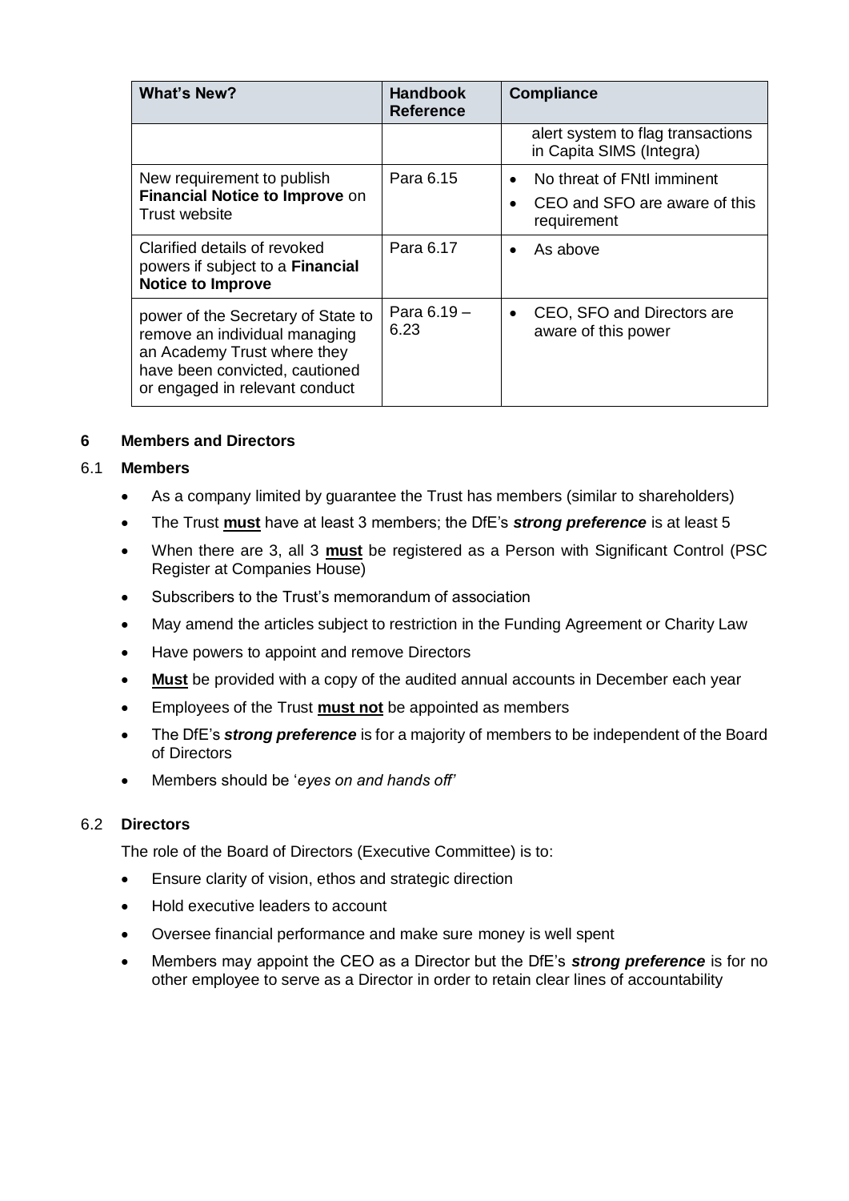| What's New? | Handbook Reference | Compliance |
|---|---|---|
| | | alert system to flag transactions in Capita SIMS (Integra) |
| New requirement to publish **Financial Notice to Improve** on Trust website | Para 6.15 | • No threat of FNtI imminent<br>• CEO and SFO are aware of this requirement |
| Clarified details of revoked powers if subject to a **Financial Notice to Improve** | Para 6.17 | • As above |
| power of the Secretary of State to remove an individual managing an Academy Trust where they have been convicted, cautioned or engaged in relevant conduct | Para 6.19 – 6.23 | • CEO, SFO and Directors are aware of this power |

## 6 Members and Directors

### 6.1 Members

- As a company limited by guarantee the Trust has members (similar to shareholders)
- The Trust **must** have at least 3 members; the DfE's ***strong preference*** is at least 5
- When there are 3, all 3 **must** be registered as a Person with Significant Control (PSC Register at Companies House)
- Subscribers to the Trust's memorandum of association
- May amend the articles subject to restriction in the Funding Agreement or Charity Law
- Have powers to appoint and remove Directors
- **Must** be provided with a copy of the audited annual accounts in December each year
- Employees of the Trust **must not** be appointed as members
- The DfE's ***strong preference*** is for a majority of members to be independent of the Board of Directors
- Members should be '*eyes on and hands off*'

### 6.2 Directors

The role of the Board of Directors (Executive Committee) is to:

- Ensure clarity of vision, ethos and strategic direction
- Hold executive leaders to account
- Oversee financial performance and make sure money is well spent
- Members may appoint the CEO as a Director but the DfE's ***strong preference*** is for no other employee to serve as a Director in order to retain clear lines of accountability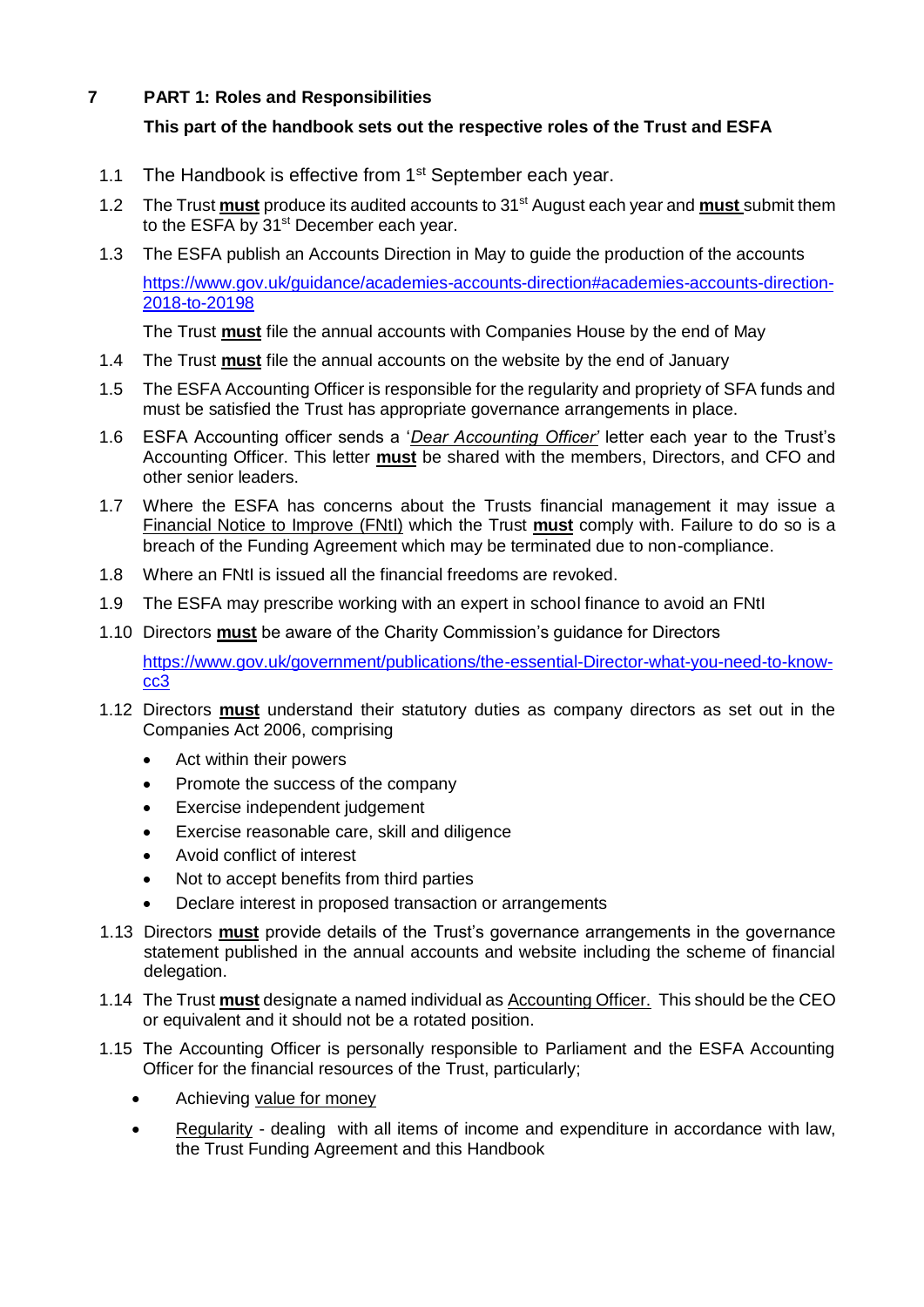## 7 PART 1: Roles and Responsibilities

**This part of the handbook sets out the respective roles of the Trust and ESFA**

1.1 The Handbook is effective from 1st September each year.

1.2 The Trust **must** produce its audited accounts to 31st August each year and **must** submit them to the ESFA by 31st December each year.

1.3 The ESFA publish an Accounts Direction in May to guide the production of the accounts

[https://www.gov.uk/guidance/academies-accounts-direction#academies-accounts-direction-2018-to-20198](https://www.gov.uk/guidance/academies-accounts-direction#academies-accounts-direction-2018-to-20198)

The Trust **must** file the annual accounts with Companies House by the end of May

1.4 The Trust **must** file the annual accounts on the website by the end of January

1.5 The ESFA Accounting Officer is responsible for the regularity and propriety of SFA funds and must be satisfied the Trust has appropriate governance arrangements in place.

1.6 ESFA Accounting officer sends a '*Dear Accounting Officer*' letter each year to the Trust's Accounting Officer. This letter **must** be shared with the members, Directors, and CFO and other senior leaders.

1.7 Where the ESFA has concerns about the Trusts financial management it may issue a Financial Notice to Improve (FNtI) which the Trust **must** comply with. Failure to do so is a breach of the Funding Agreement which may be terminated due to non-compliance.

1.8 Where an FNtI is issued all the financial freedoms are revoked.

1.9 The ESFA may prescribe working with an expert in school finance to avoid an FNtI

1.10 Directors **must** be aware of the Charity Commission's guidance for Directors

[https://www.gov.uk/government/publications/the-essential-Director-what-you-need-to-know-cc3](https://www.gov.uk/government/publications/the-essential-Director-what-you-need-to-know-cc3)

1.12 Directors **must** understand their statutory duties as company directors as set out in the Companies Act 2006, comprising

- Act within their powers
- Promote the success of the company
- Exercise independent judgement
- Exercise reasonable care, skill and diligence
- Avoid conflict of interest
- Not to accept benefits from third parties
- Declare interest in proposed transaction or arrangements

1.13 Directors **must** provide details of the Trust's governance arrangements in the governance statement published in the annual accounts and website including the scheme of financial delegation.

1.14 The Trust **must** designate a named individual as Accounting Officer. This should be the CEO or equivalent and it should not be a rotated position.

1.15 The Accounting Officer is personally responsible to Parliament and the ESFA Accounting Officer for the financial resources of the Trust, particularly;

- Achieving value for money
- Regularity - dealing with all items of income and expenditure in accordance with law, the Trust Funding Agreement and this Handbook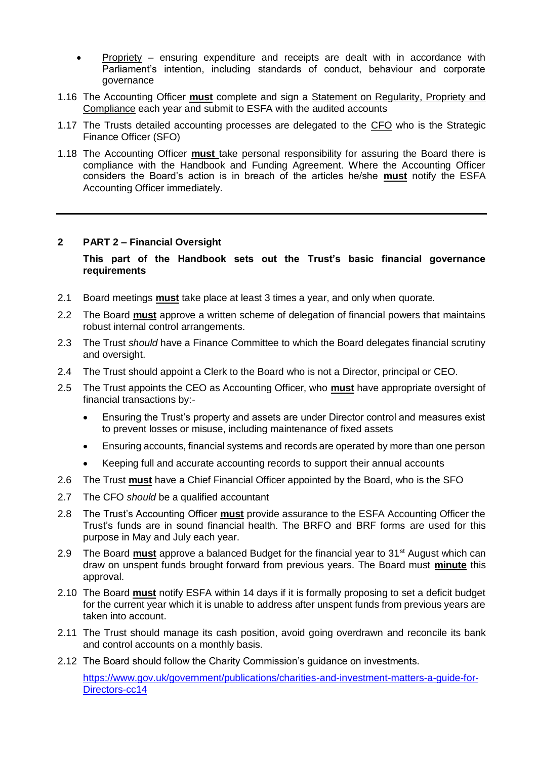- Propriety – ensuring expenditure and receipts are dealt with in accordance with Parliament's intention, including standards of conduct, behaviour and corporate governance

1.16 The Accounting Officer **must** complete and sign a Statement on Regularity, Propriety and Compliance each year and submit to ESFA with the audited accounts

1.17 The Trusts detailed accounting processes are delegated to the CFO who is the Strategic Finance Officer (SFO)

1.18 The Accounting Officer **must** take personal responsibility for assuring the Board there is compliance with the Handbook and Funding Agreement. Where the Accounting Officer considers the Board's action is in breach of the articles he/she **must** notify the ESFA Accounting Officer immediately.

---

## 2 PART 2 – Financial Oversight

**This part of the Handbook sets out the Trust's basic financial governance requirements**

2.1 Board meetings **must** take place at least 3 times a year, and only when quorate.

2.2 The Board **must** approve a written scheme of delegation of financial powers that maintains robust internal control arrangements.

2.3 The Trust *should* have a Finance Committee to which the Board delegates financial scrutiny and oversight.

2.4 The Trust should appoint a Clerk to the Board who is not a Director, principal or CEO.

2.5 The Trust appoints the CEO as Accounting Officer, who **must** have appropriate oversight of financial transactions by:-

- Ensuring the Trust's property and assets are under Director control and measures exist to prevent losses or misuse, including maintenance of fixed assets
- Ensuring accounts, financial systems and records are operated by more than one person
- Keeping full and accurate accounting records to support their annual accounts

2.6 The Trust **must** have a Chief Financial Officer appointed by the Board, who is the SFO

2.7 The CFO *should* be a qualified accountant

2.8 The Trust's Accounting Officer **must** provide assurance to the ESFA Accounting Officer the Trust's funds are in sound financial health. The BRFO and BRF forms are used for this purpose in May and July each year.

2.9 The Board **must** approve a balanced Budget for the financial year to 31st August which can draw on unspent funds brought forward from previous years. The Board must **minute** this approval.

2.10 The Board **must** notify ESFA within 14 days if it is formally proposing to set a deficit budget for the current year which it is unable to address after unspent funds from previous years are taken into account.

2.11 The Trust should manage its cash position, avoid going overdrawn and reconcile its bank and control accounts on a monthly basis.

2.12 The Board should follow the Charity Commission's guidance on investments.

https://www.gov.uk/government/publications/charities-and-investment-matters-a-guide-for-Directors-cc14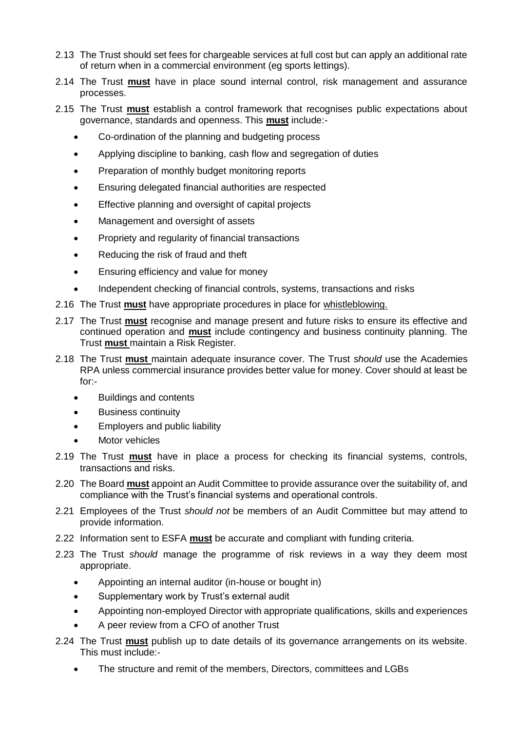2.13 The Trust should set fees for chargeable services at full cost but can apply an additional rate of return when in a commercial environment (eg sports lettings).

2.14 The Trust **must** have in place sound internal control, risk management and assurance processes.

2.15 The Trust **must** establish a control framework that recognises public expectations about governance, standards and openness. This **must** include:-

- Co-ordination of the planning and budgeting process
- Applying discipline to banking, cash flow and segregation of duties
- Preparation of monthly budget monitoring reports
- Ensuring delegated financial authorities are respected
- Effective planning and oversight of capital projects
- Management and oversight of assets
- Propriety and regularity of financial transactions
- Reducing the risk of fraud and theft
- Ensuring efficiency and value for money
- Independent checking of financial controls, systems, transactions and risks

2.16 The Trust **must** have appropriate procedures in place for whistleblowing.

2.17 The Trust **must** recognise and manage present and future risks to ensure its effective and continued operation and **must** include contingency and business continuity planning. The Trust **must** maintain a Risk Register.

2.18 The Trust **must** maintain adequate insurance cover. The Trust *should* use the Academies RPA unless commercial insurance provides better value for money. Cover should at least be for:-

- Buildings and contents
- Business continuity
- Employers and public liability
- Motor vehicles

2.19 The Trust **must** have in place a process for checking its financial systems, controls, transactions and risks.

2.20 The Board **must** appoint an Audit Committee to provide assurance over the suitability of, and compliance with the Trust's financial systems and operational controls.

2.21 Employees of the Trust *should not* be members of an Audit Committee but may attend to provide information.

2.22 Information sent to ESFA **must** be accurate and compliant with funding criteria.

2.23 The Trust *should* manage the programme of risk reviews in a way they deem most appropriate.

- Appointing an internal auditor (in-house or bought in)
- Supplementary work by Trust's external audit
- Appointing non-employed Director with appropriate qualifications, skills and experiences
- A peer review from a CFO of another Trust

2.24 The Trust **must** publish up to date details of its governance arrangements on its website. This must include:-

- The structure and remit of the members, Directors, committees and LGBs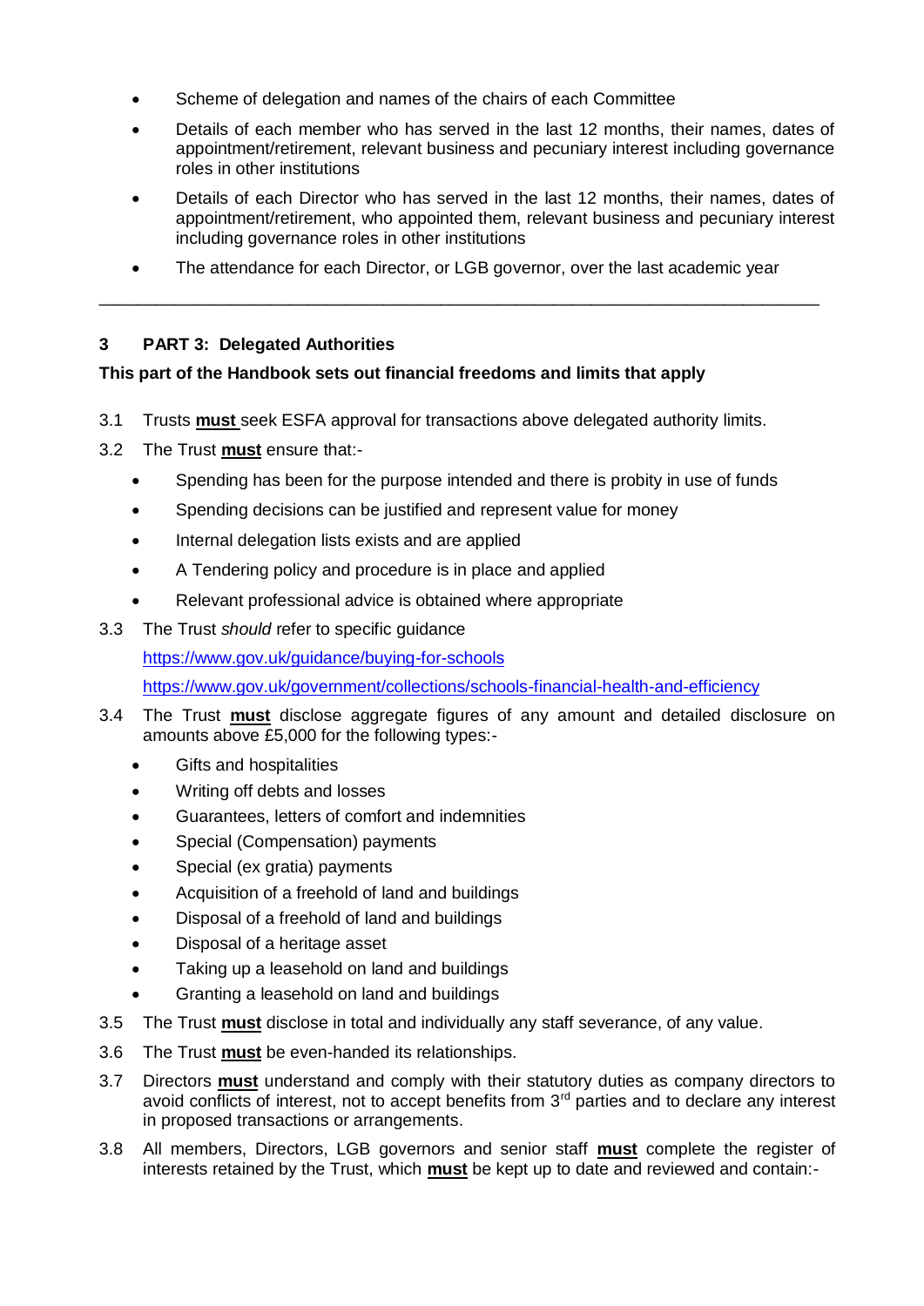- Scheme of delegation and names of the chairs of each Committee
- Details of each member who has served in the last 12 months, their names, dates of appointment/retirement, relevant business and pecuniary interest including governance roles in other institutions
- Details of each Director who has served in the last 12 months, their names, dates of appointment/retirement, who appointed them, relevant business and pecuniary interest including governance roles in other institutions
- The attendance for each Director, or LGB governor, over the last academic year

---

## 3 PART 3: Delegated Authorities

**This part of the Handbook sets out financial freedoms and limits that apply**

3.1 Trusts **must** seek ESFA approval for transactions above delegated authority limits.

3.2 The Trust **must** ensure that:-

- Spending has been for the purpose intended and there is probity in use of funds
- Spending decisions can be justified and represent value for money
- Internal delegation lists exists and are applied
- A Tendering policy and procedure is in place and applied
- Relevant professional advice is obtained where appropriate

3.3 The Trust *should* refer to specific guidance

https://www.gov.uk/guidance/buying-for-schools

https://www.gov.uk/government/collections/schools-financial-health-and-efficiency

3.4 The Trust **must** disclose aggregate figures of any amount and detailed disclosure on amounts above £5,000 for the following types:-

- Gifts and hospitalities
- Writing off debts and losses
- Guarantees, letters of comfort and indemnities
- Special (Compensation) payments
- Special (ex gratia) payments
- Acquisition of a freehold of land and buildings
- Disposal of a freehold of land and buildings
- Disposal of a heritage asset
- Taking up a leasehold on land and buildings
- Granting a leasehold on land and buildings

3.5 The Trust **must** disclose in total and individually any staff severance, of any value.

3.6 The Trust **must** be even-handed its relationships.

3.7 Directors **must** understand and comply with their statutory duties as company directors to avoid conflicts of interest, not to accept benefits from 3rd parties and to declare any interest in proposed transactions or arrangements.

3.8 All members, Directors, LGB governors and senior staff **must** complete the register of interests retained by the Trust, which **must** be kept up to date and reviewed and contain:-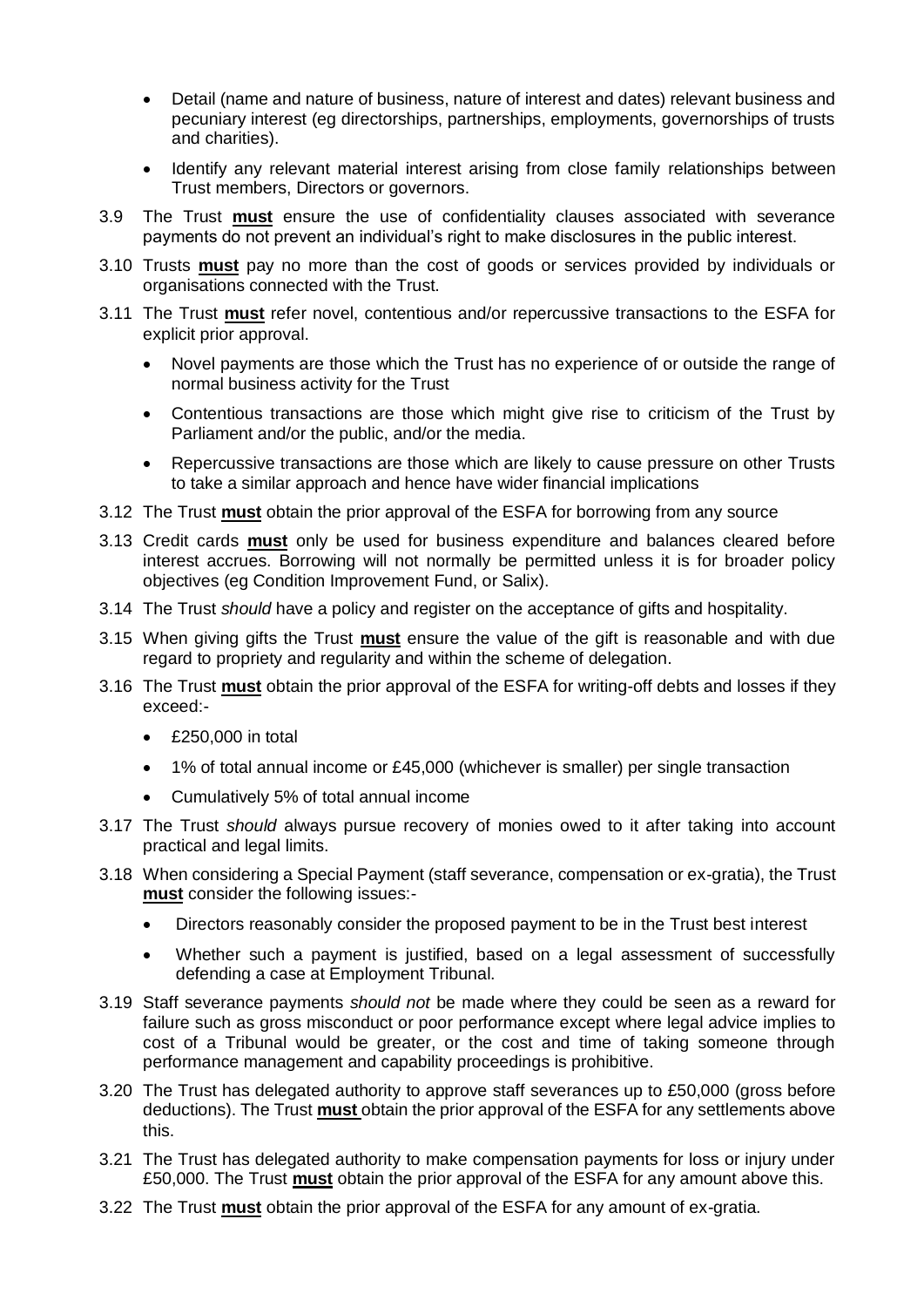- Detail (name and nature of business, nature of interest and dates) relevant business and pecuniary interest (eg directorships, partnerships, employments, governorships of trusts and charities).
- Identify any relevant material interest arising from close family relationships between Trust members, Directors or governors.

3.9 The Trust **must** ensure the use of confidentiality clauses associated with severance payments do not prevent an individual's right to make disclosures in the public interest.

3.10 Trusts **must** pay no more than the cost of goods or services provided by individuals or organisations connected with the Trust.

3.11 The Trust **must** refer novel, contentious and/or repercussive transactions to the ESFA for explicit prior approval.

- Novel payments are those which the Trust has no experience of or outside the range of normal business activity for the Trust
- Contentious transactions are those which might give rise to criticism of the Trust by Parliament and/or the public, and/or the media.
- Repercussive transactions are those which are likely to cause pressure on other Trusts to take a similar approach and hence have wider financial implications

3.12 The Trust **must** obtain the prior approval of the ESFA for borrowing from any source

3.13 Credit cards **must** only be used for business expenditure and balances cleared before interest accrues. Borrowing will not normally be permitted unless it is for broader policy objectives (eg Condition Improvement Fund, or Salix).

3.14 The Trust *should* have a policy and register on the acceptance of gifts and hospitality.

3.15 When giving gifts the Trust **must** ensure the value of the gift is reasonable and with due regard to propriety and regularity and within the scheme of delegation.

3.16 The Trust **must** obtain the prior approval of the ESFA for writing-off debts and losses if they exceed:-

- £250,000 in total
- 1% of total annual income or £45,000 (whichever is smaller) per single transaction
- Cumulatively 5% of total annual income

3.17 The Trust *should* always pursue recovery of monies owed to it after taking into account practical and legal limits.

3.18 When considering a Special Payment (staff severance, compensation or ex-gratia), the Trust **must** consider the following issues:-

- Directors reasonably consider the proposed payment to be in the Trust best interest
- Whether such a payment is justified, based on a legal assessment of successfully defending a case at Employment Tribunal.

3.19 Staff severance payments *should not* be made where they could be seen as a reward for failure such as gross misconduct or poor performance except where legal advice implies to cost of a Tribunal would be greater, or the cost and time of taking someone through performance management and capability proceedings is prohibitive.

3.20 The Trust has delegated authority to approve staff severances up to £50,000 (gross before deductions). The Trust **must** obtain the prior approval of the ESFA for any settlements above this.

3.21 The Trust has delegated authority to make compensation payments for loss or injury under £50,000. The Trust **must** obtain the prior approval of the ESFA for any amount above this.

3.22 The Trust **must** obtain the prior approval of the ESFA for any amount of ex-gratia.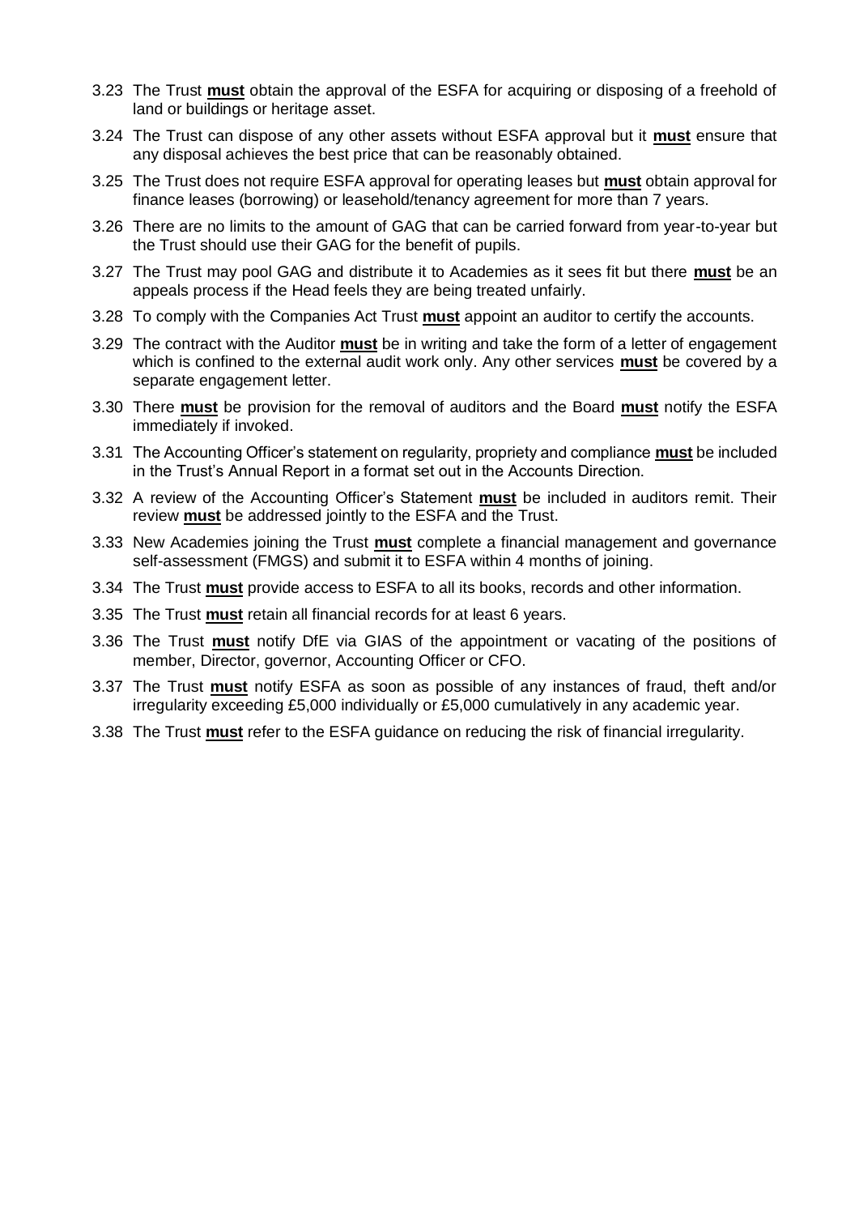3.23 The Trust **must** obtain the approval of the ESFA for acquiring or disposing of a freehold of land or buildings or heritage asset.

3.24 The Trust can dispose of any other assets without ESFA approval but it **must** ensure that any disposal achieves the best price that can be reasonably obtained.

3.25 The Trust does not require ESFA approval for operating leases but **must** obtain approval for finance leases (borrowing) or leasehold/tenancy agreement for more than 7 years.

3.26 There are no limits to the amount of GAG that can be carried forward from year-to-year but the Trust should use their GAG for the benefit of pupils.

3.27 The Trust may pool GAG and distribute it to Academies as it sees fit but there **must** be an appeals process if the Head feels they are being treated unfairly.

3.28 To comply with the Companies Act Trust **must** appoint an auditor to certify the accounts.

3.29 The contract with the Auditor **must** be in writing and take the form of a letter of engagement which is confined to the external audit work only. Any other services **must** be covered by a separate engagement letter.

3.30 There **must** be provision for the removal of auditors and the Board **must** notify the ESFA immediately if invoked.

3.31 The Accounting Officer's statement on regularity, propriety and compliance **must** be included in the Trust's Annual Report in a format set out in the Accounts Direction.

3.32 A review of the Accounting Officer's Statement **must** be included in auditors remit. Their review **must** be addressed jointly to the ESFA and the Trust.

3.33 New Academies joining the Trust **must** complete a financial management and governance self-assessment (FMGS) and submit it to ESFA within 4 months of joining.

3.34 The Trust **must** provide access to ESFA to all its books, records and other information.

3.35 The Trust **must** retain all financial records for at least 6 years.

3.36 The Trust **must** notify DfE via GIAS of the appointment or vacating of the positions of member, Director, governor, Accounting Officer or CFO.

3.37 The Trust **must** notify ESFA as soon as possible of any instances of fraud, theft and/or irregularity exceeding £5,000 individually or £5,000 cumulatively in any academic year.

3.38 The Trust **must** refer to the ESFA guidance on reducing the risk of financial irregularity.